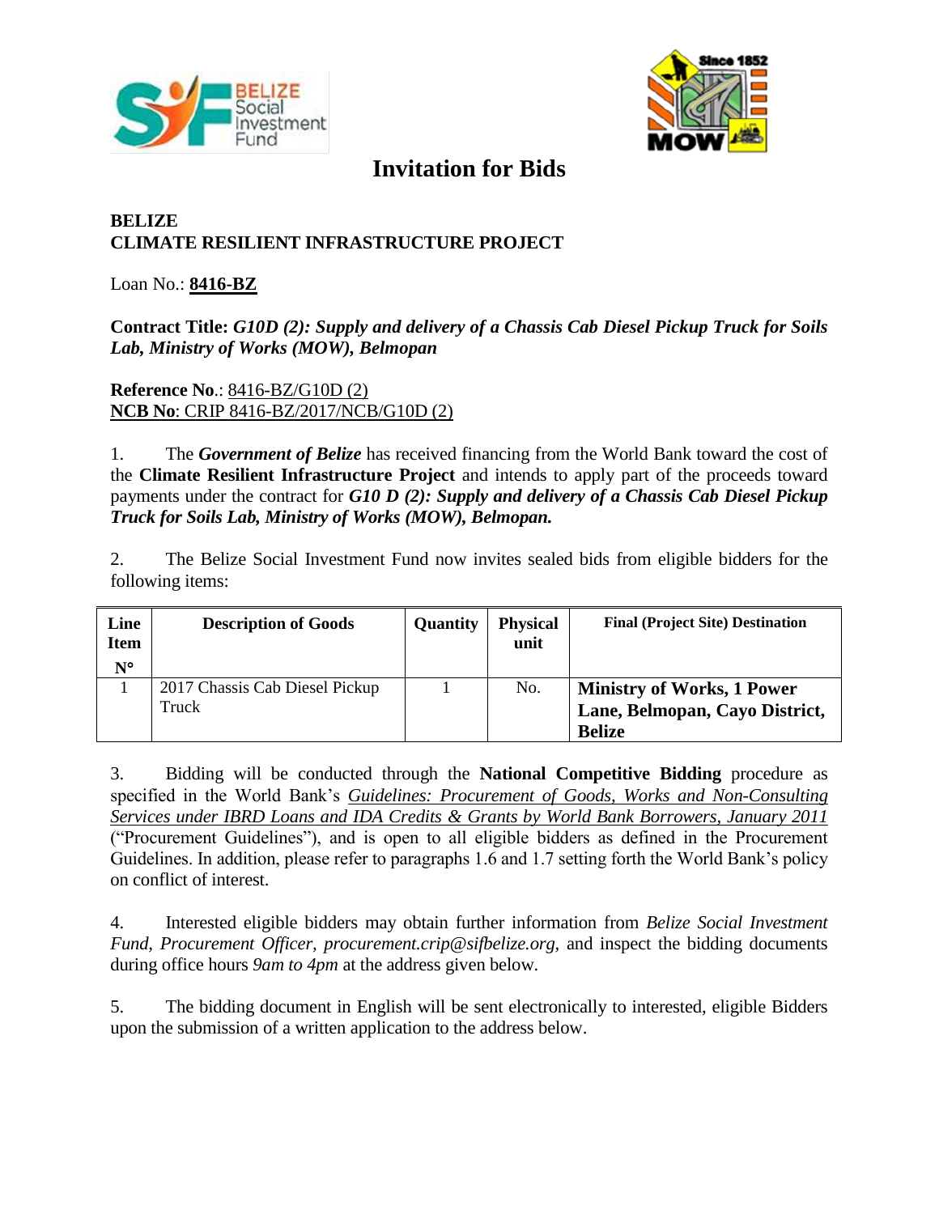# Invitation for Bids

**BELIZE**
**CLIMATE RESILIENT INFRASTRUCTURE PROJECT**

Loan No.: **8416-BZ**

**Contract Title:** ***G10D (2): Supply and delivery of a Chassis Cab Diesel Pickup Truck for Soils Lab, Ministry of Works (MOW), Belmopan***

**Reference No**.: 8416-BZ/G10D (2)
**NCB No**: CRIP 8416-BZ/2017/NCB/G10D (2)

1. The ***Government of Belize*** has received financing from the World Bank toward the cost of the **Climate Resilient Infrastructure Project** and intends to apply part of the proceeds toward payments under the contract for ***G10 D (2): Supply and delivery of a Chassis Cab Diesel Pickup Truck for Soils Lab, Ministry of Works (MOW), Belmopan.***

2. The Belize Social Investment Fund now invites sealed bids from eligible bidders for the following items:

| Line Item N° | Description of Goods | Quantity | Physical unit | Final (Project Site) Destination |
|---|---|---|---|---|
| 1 | 2017 Chassis Cab Diesel Pickup Truck | 1 | No. | **Ministry of Works, 1 Power Lane, Belmopan, Cayo District, Belize** |

3. Bidding will be conducted through the **National Competitive Bidding** procedure as specified in the World Bank's *Guidelines: Procurement of Goods, Works and Non-Consulting Services under IBRD Loans and IDA Credits & Grants by World Bank Borrowers, January 2011* ("Procurement Guidelines"), and is open to all eligible bidders as defined in the Procurement Guidelines. In addition, please refer to paragraphs 1.6 and 1.7 setting forth the World Bank's policy on conflict of interest.

4. Interested eligible bidders may obtain further information from *Belize Social Investment Fund, Procurement Officer, procurement.crip@sifbelize.org,* and inspect the bidding documents during office hours *9am to 4pm* at the address given below.

5. The bidding document in English will be sent electronically to interested, eligible Bidders upon the submission of a written application to the address below.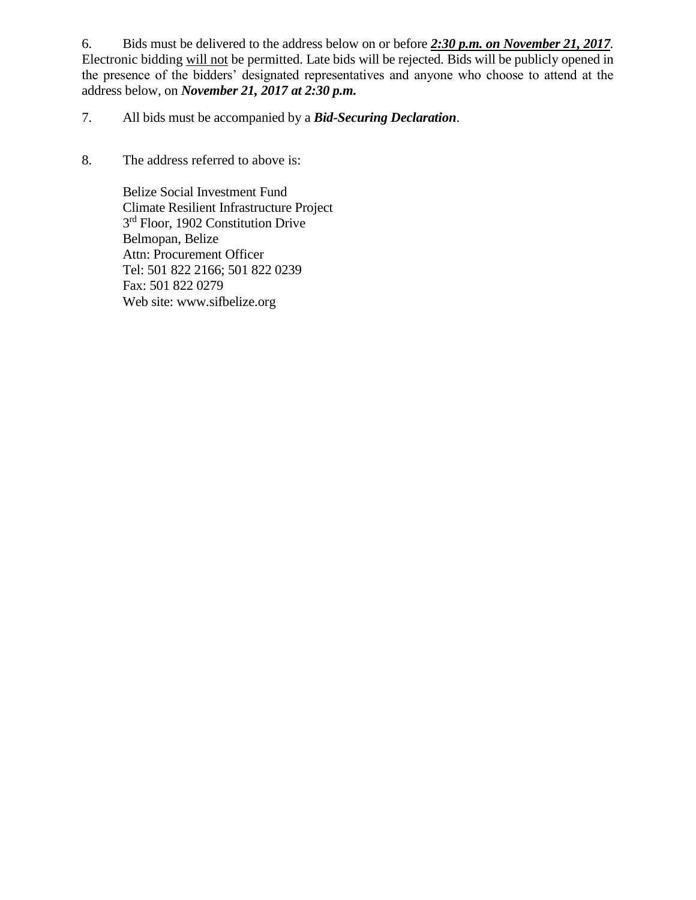6. Bids must be delivered to the address below on or before ***2:30 p.m. on November 21, 2017***. Electronic bidding will not be permitted. Late bids will be rejected. Bids will be publicly opened in the presence of the bidders' designated representatives and anyone who choose to attend at the address below, on ***November 21, 2017 at 2:30 p.m.***

7. All bids must be accompanied by a ***Bid-Securing Declaration***.

8. The address referred to above is:

   Belize Social Investment Fund
   Climate Resilient Infrastructure Project
   3rd Floor, 1902 Constitution Drive
   Belmopan, Belize
   Attn: Procurement Officer
   Tel: 501 822 2166; 501 822 0239
   Fax: 501 822 0279
   Web site: www.sifbelize.org